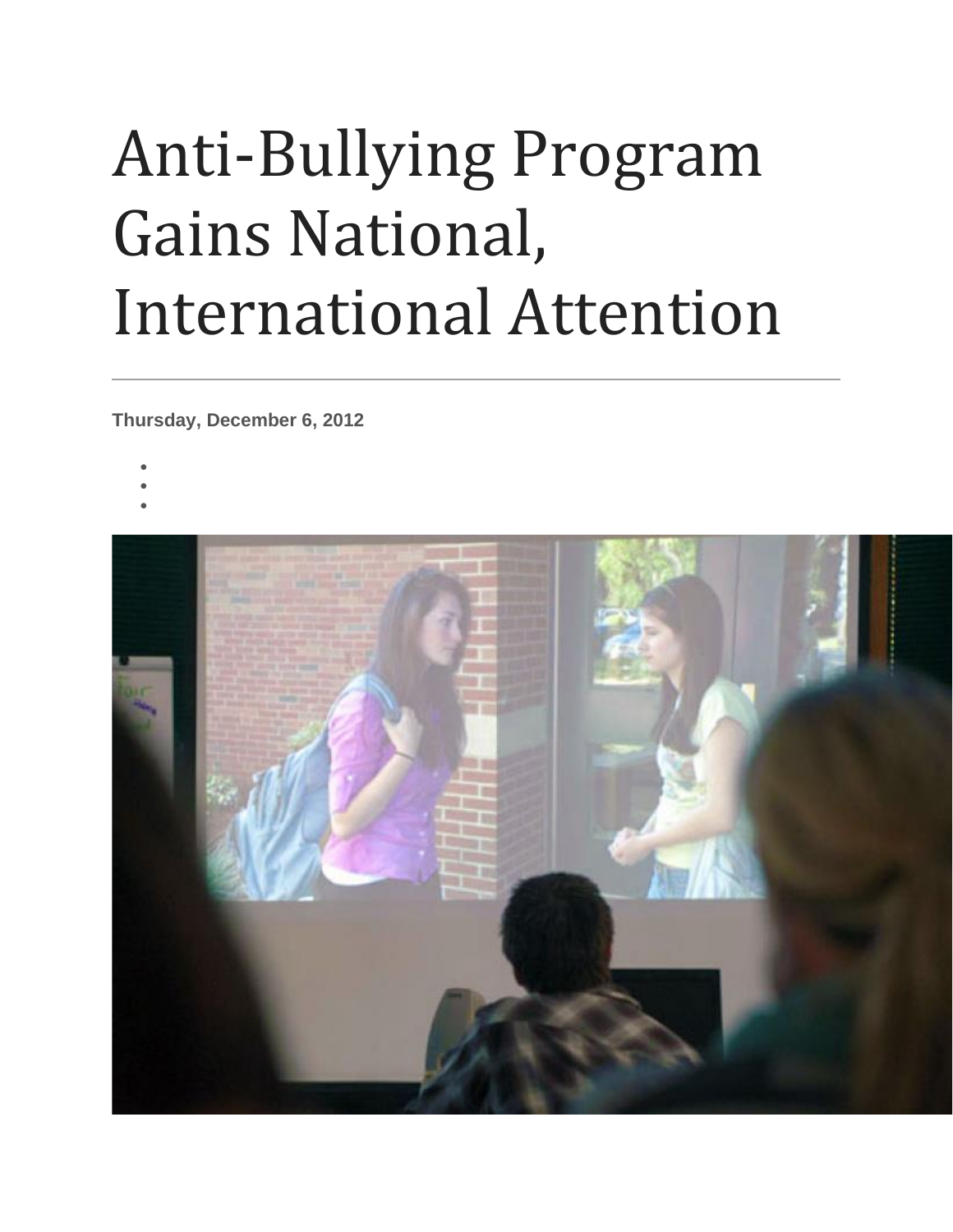# Anti-Bullying Program Gains National, International Attention

**Thursday, December 6, 2012**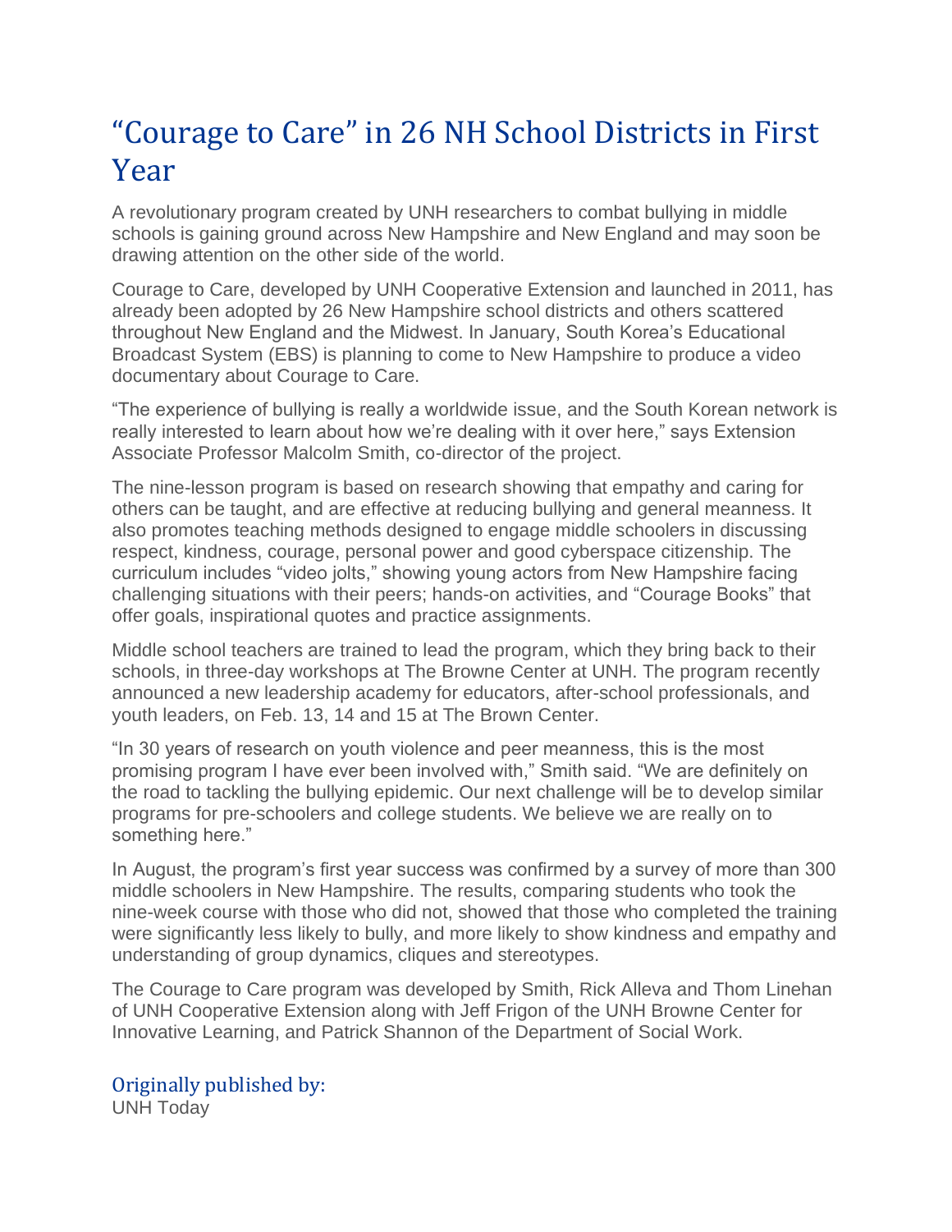# “Courage to Care” in 26 NH School Districts in First Year

A revolutionary program created by UNH researchers to combat bullying in middle schools is gaining ground across New Hampshire and New England and may soon be drawing attention on the other side of the world.

Courage to Care, developed by UNH Cooperative Extension and launched in 2011, has already been adopted by 26 New Hampshire school districts and others scattered throughout New England and the Midwest. In January, South Korea’s Educational Broadcast System (EBS) is planning to come to New Hampshire to produce a video documentary about Courage to Care.

“The experience of bullying is really a worldwide issue, and the South Korean network is really interested to learn about how we’re dealing with it over here,” says Extension Associate Professor Malcolm Smith, co-director of the project.

The nine-lesson program is based on research showing that empathy and caring for others can be taught, and are effective at reducing bullying and general meanness. It also promotes teaching methods designed to engage middle schoolers in discussing respect, kindness, courage, personal power and good cyberspace citizenship. The curriculum includes “video jolts,” showing young actors from New Hampshire facing challenging situations with their peers; hands-on activities, and “Courage Books” that offer goals, inspirational quotes and practice assignments.

Middle school teachers are trained to lead the program, which they bring back to their schools, in three-day workshops at The Browne Center at UNH. The program recently announced a new leadership academy for educators, after-school professionals, and youth leaders, on Feb. 13, 14 and 15 at The Brown Center.

“In 30 years of research on youth violence and peer meanness, this is the most promising program I have ever been involved with,” Smith said. “We are definitely on the road to tackling the bullying epidemic. Our next challenge will be to develop similar programs for pre-schoolers and college students. We believe we are really on to something here.”

In August, the program’s first year success was confirmed by a survey of more than 300 middle schoolers in New Hampshire. The results, comparing students who took the nine-week course with those who did not, showed that those who completed the training were significantly less likely to bully, and more likely to show kindness and empathy and understanding of group dynamics, cliques and stereotypes.

The Courage to Care program was developed by Smith, Rick Alleva and Thom Linehan of UNH Cooperative Extension along with Jeff Frigon of the UNH Browne Center for Innovative Learning, and Patrick Shannon of the Department of Social Work.

## Originally published by:

UNH Today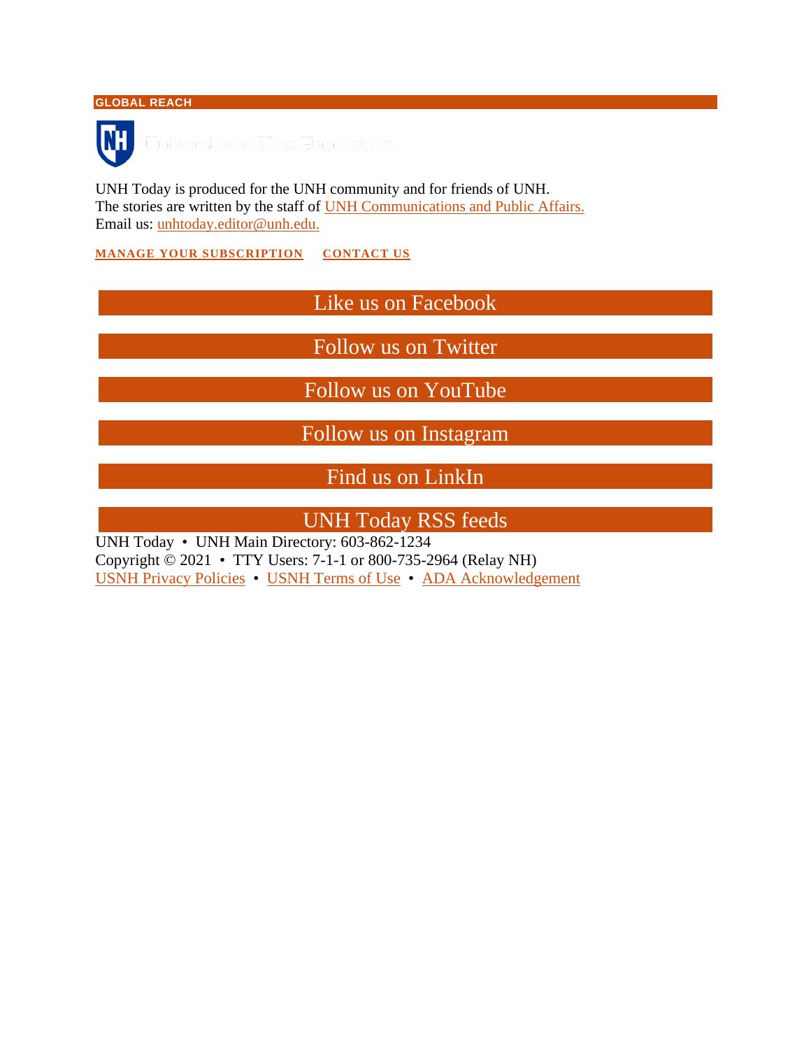**GLOBAL REACH**

UNH Today is produced for the UNH community and for friends of UNH.
The stories are written by the staff of UNH Communications and Public Affairs.
Email us: unhtoday.editor@unh.edu.

**MANAGE YOUR SUBSCRIPTION** **CONTACT US**

Like us on Facebook

Follow us on Twitter

Follow us on YouTube

Follow us on Instagram

Find us on LinkIn

UNH Today RSS feeds

UNH Today • UNH Main Directory: 603-862-1234
Copyright © 2021 • TTY Users: 7-1-1 or 800-735-2964 (Relay NH)
USNH Privacy Policies • USNH Terms of Use • ADA Acknowledgement